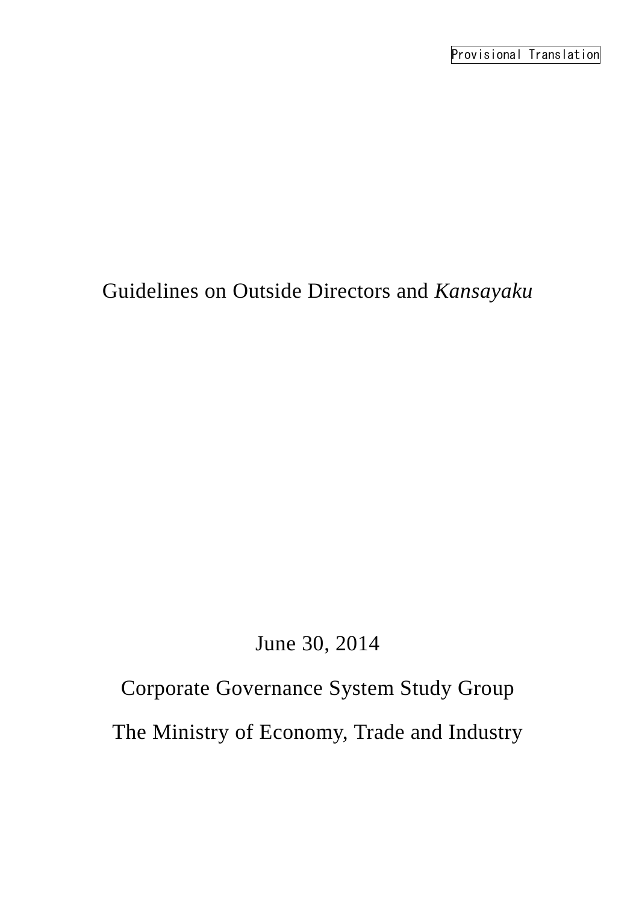Provisional Translation

# Guidelines on Outside Directors and *Kansayaku*

June 30, 2014

Corporate Governance System Study Group

The Ministry of Economy, Trade and Industry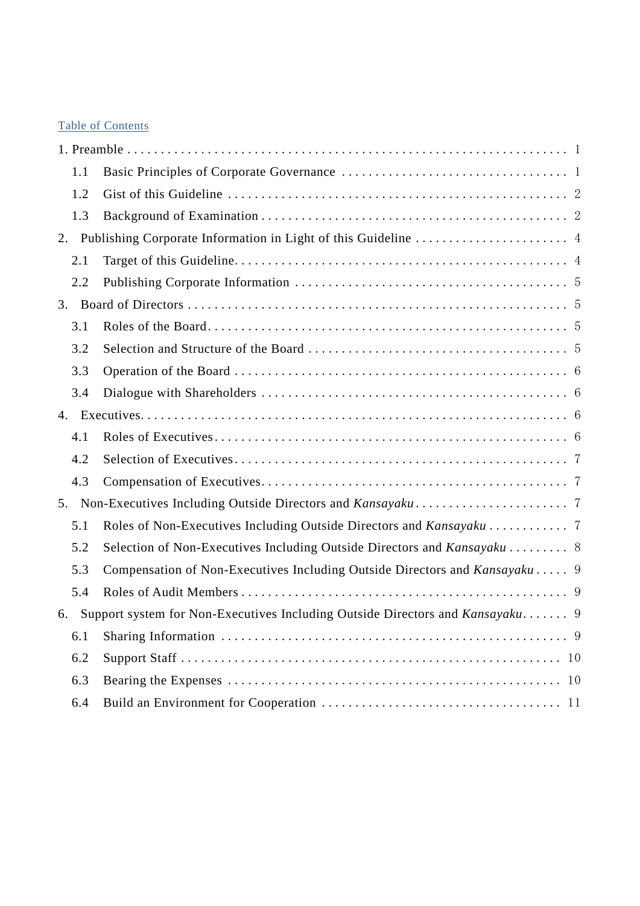Table of Contents

1. Preamble ........ 1
   - 1.1 Basic Principles of Corporate Governance ........ 1
   - 1.2 Gist of this Guideline ........ 2
   - 1.3 Background of Examination ........ 2
2. Publishing Corporate Information in Light of this Guideline ........ 4
   - 2.1 Target of this Guideline ........ 4
   - 2.2 Publishing Corporate Information ........ 5
3. Board of Directors ........ 5
   - 3.1 Roles of the Board ........ 5
   - 3.2 Selection and Structure of the Board ........ 5
   - 3.3 Operation of the Board ........ 6
   - 3.4 Dialogue with Shareholders ........ 6
4. Executives ........ 6
   - 4.1 Roles of Executives ........ 6
   - 4.2 Selection of Executives ........ 7
   - 4.3 Compensation of Executives ........ 7
5. Non-Executives Including Outside Directors and *Kansayaku* ........ 7
   - 5.1 Roles of Non-Executives Including Outside Directors and *Kansayaku* ........ 7
   - 5.2 Selection of Non-Executives Including Outside Directors and *Kansayaku* ........ 8
   - 5.3 Compensation of Non-Executives Including Outside Directors and *Kansayaku* ........ 9
   - 5.4 Roles of Audit Members ........ 9
6. Support system for Non-Executives Including Outside Directors and *Kansayaku* ........ 9
   - 6.1 Sharing Information ........ 9
   - 6.2 Support Staff ........ 10
   - 6.3 Bearing the Expenses ........ 10
   - 6.4 Build an Environment for Cooperation ........ 11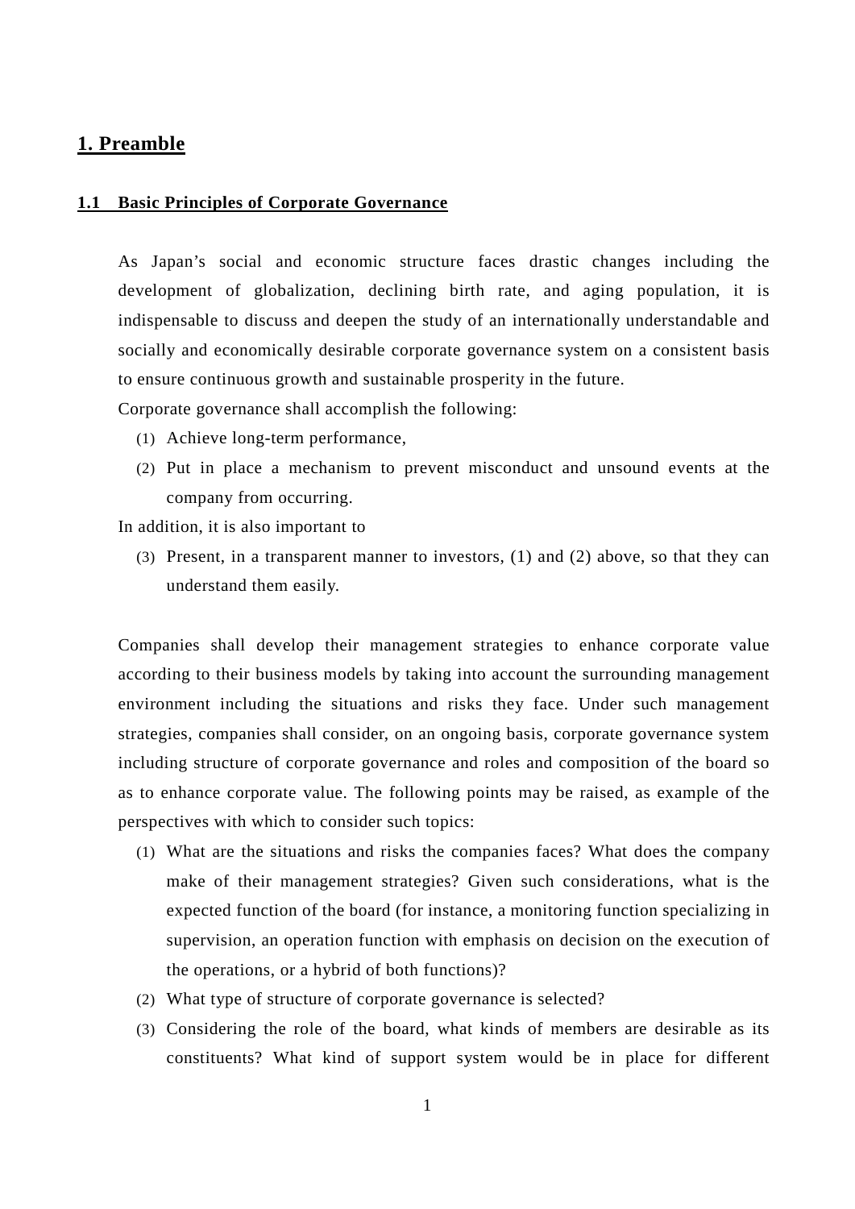# 1. Preamble

## 1.1 Basic Principles of Corporate Governance

As Japan's social and economic structure faces drastic changes including the development of globalization, declining birth rate, and aging population, it is indispensable to discuss and deepen the study of an internationally understandable and socially and economically desirable corporate governance system on a consistent basis to ensure continuous growth and sustainable prosperity in the future.

Corporate governance shall accomplish the following:

(1) Achieve long-term performance,

(2) Put in place a mechanism to prevent misconduct and unsound events at the company from occurring.

In addition, it is also important to

(3) Present, in a transparent manner to investors, (1) and (2) above, so that they can understand them easily.

Companies shall develop their management strategies to enhance corporate value according to their business models by taking into account the surrounding management environment including the situations and risks they face. Under such management strategies, companies shall consider, on an ongoing basis, corporate governance system including structure of corporate governance and roles and composition of the board so as to enhance corporate value. The following points may be raised, as example of the perspectives with which to consider such topics:

(1) What are the situations and risks the companies faces? What does the company make of their management strategies? Given such considerations, what is the expected function of the board (for instance, a monitoring function specializing in supervision, an operation function with emphasis on decision on the execution of the operations, or a hybrid of both functions)?

(2) What type of structure of corporate governance is selected?

(3) Considering the role of the board, what kinds of members are desirable as its constituents? What kind of support system would be in place for different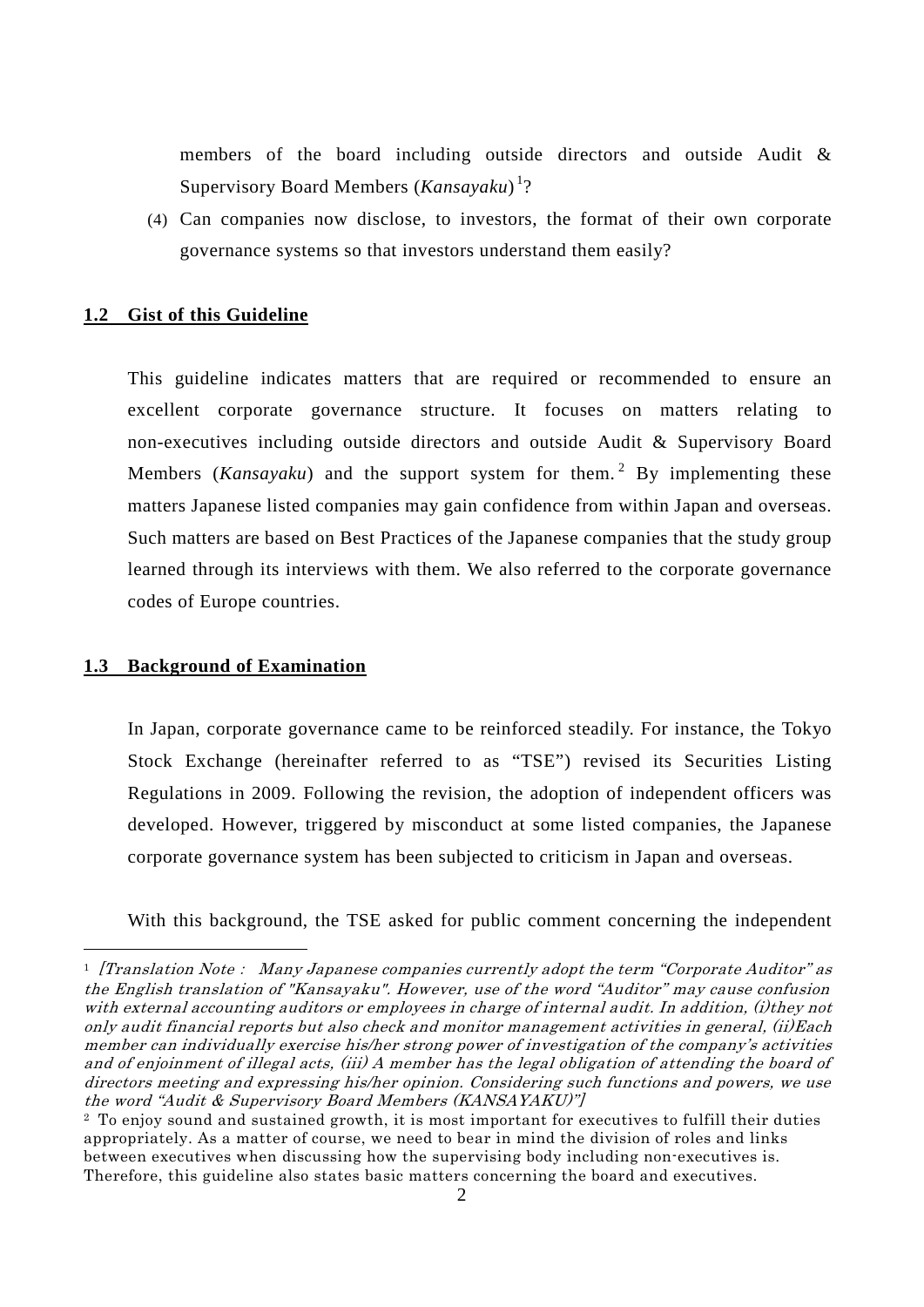members of the board including outside directors and outside Audit & Supervisory Board Members (*Kansayaku*) [1]?

(4) Can companies now disclose, to investors, the format of their own corporate governance systems so that investors understand them easily?

## 1.2 Gist of this Guideline

This guideline indicates matters that are required or recommended to ensure an excellent corporate governance structure. It focuses on matters relating to non-executives including outside directors and outside Audit & Supervisory Board Members (*Kansayaku*) and the support system for them. [2] By implementing these matters Japanese listed companies may gain confidence from within Japan and overseas. Such matters are based on Best Practices of the Japanese companies that the study group learned through its interviews with them. We also referred to the corporate governance codes of Europe countries.

## 1.3 Background of Examination

In Japan, corporate governance came to be reinforced steadily. For instance, the Tokyo Stock Exchange (hereinafter referred to as "TSE") revised its Securities Listing Regulations in 2009. Following the revision, the adoption of independent officers was developed. However, triggered by misconduct at some listed companies, the Japanese corporate governance system has been subjected to criticism in Japan and overseas.

With this background, the TSE asked for public comment concerning the independent

---

[1] *[Translation Note: Many Japanese companies currently adopt the term "Corporate Auditor" as the English translation of "Kansayaku". However, use of the word "Auditor" may cause confusion with external accounting auditors or employees in charge of internal audit. In addition, (i)they not only audit financial reports but also check and monitor management activities in general, (ii)Each member can individually exercise his/her strong power of investigation of the company's activities and of enjoinment of illegal acts, (iii) A member has the legal obligation of attending the board of directors meeting and expressing his/her opinion. Considering such functions and powers, we use the word "Audit & Supervisory Board Members (KANSAYAKU)"]*

[2] To enjoy sound and sustained growth, it is most important for executives to fulfill their duties appropriately. As a matter of course, we need to bear in mind the division of roles and links between executives when discussing how the supervising body including non-executives is. Therefore, this guideline also states basic matters concerning the board and executives.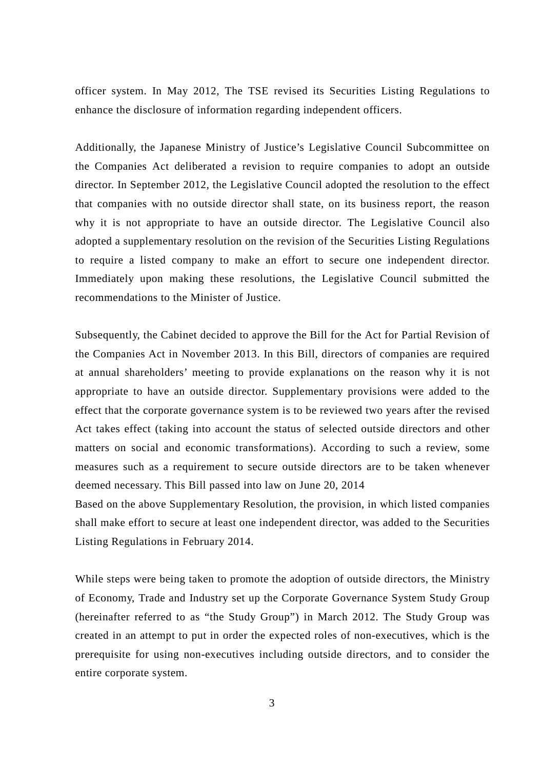officer system. In May 2012, The TSE revised its Securities Listing Regulations to enhance the disclosure of information regarding independent officers.

Additionally, the Japanese Ministry of Justice's Legislative Council Subcommittee on the Companies Act deliberated a revision to require companies to adopt an outside director. In September 2012, the Legislative Council adopted the resolution to the effect that companies with no outside director shall state, on its business report, the reason why it is not appropriate to have an outside director. The Legislative Council also adopted a supplementary resolution on the revision of the Securities Listing Regulations to require a listed company to make an effort to secure one independent director. Immediately upon making these resolutions, the Legislative Council submitted the recommendations to the Minister of Justice.

Subsequently, the Cabinet decided to approve the Bill for the Act for Partial Revision of the Companies Act in November 2013. In this Bill, directors of companies are required at annual shareholders' meeting to provide explanations on the reason why it is not appropriate to have an outside director. Supplementary provisions were added to the effect that the corporate governance system is to be reviewed two years after the revised Act takes effect (taking into account the status of selected outside directors and other matters on social and economic transformations). According to such a review, some measures such as a requirement to secure outside directors are to be taken whenever deemed necessary. This Bill passed into law on June 20, 2014

Based on the above Supplementary Resolution, the provision, in which listed companies shall make effort to secure at least one independent director, was added to the Securities Listing Regulations in February 2014.

While steps were being taken to promote the adoption of outside directors, the Ministry of Economy, Trade and Industry set up the Corporate Governance System Study Group (hereinafter referred to as "the Study Group") in March 2012. The Study Group was created in an attempt to put in order the expected roles of non-executives, which is the prerequisite for using non-executives including outside directors, and to consider the entire corporate system.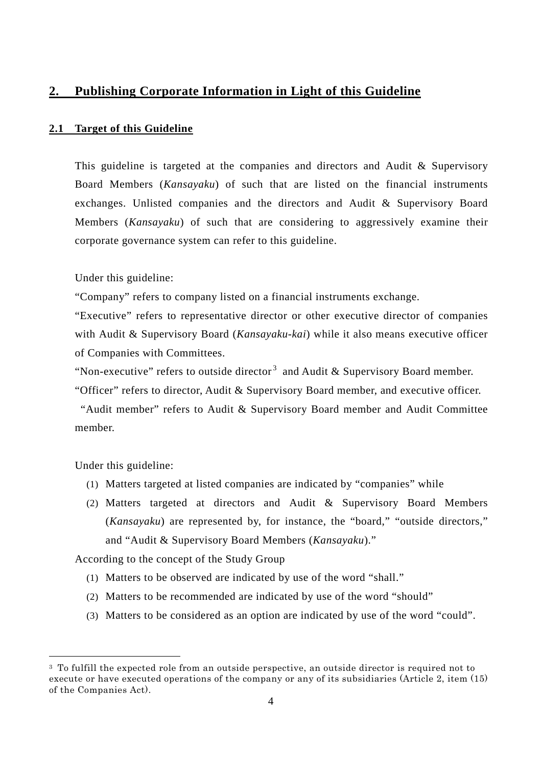## 2. Publishing Corporate Information in Light of this Guideline

### 2.1 Target of this Guideline

This guideline is targeted at the companies and directors and Audit & Supervisory Board Members (*Kansayaku*) of such that are listed on the financial instruments exchanges. Unlisted companies and the directors and Audit & Supervisory Board Members (*Kansayaku*) of such that are considering to aggressively examine their corporate governance system can refer to this guideline.

Under this guideline:

"Company" refers to company listed on a financial instruments exchange.

"Executive" refers to representative director or other executive director of companies with Audit & Supervisory Board (*Kansayaku-kai*) while it also means executive officer of Companies with Committees.

"Non-executive" refers to outside director[3] and Audit & Supervisory Board member.

"Officer" refers to director, Audit & Supervisory Board member, and executive officer.

"Audit member" refers to Audit & Supervisory Board member and Audit Committee member.

Under this guideline:

(1) Matters targeted at listed companies are indicated by "companies" while

(2) Matters targeted at directors and Audit & Supervisory Board Members (*Kansayaku*) are represented by, for instance, the "board," "outside directors," and "Audit & Supervisory Board Members (*Kansayaku*)."

According to the concept of the Study Group

(1) Matters to be observed are indicated by use of the word "shall."

(2) Matters to be recommended are indicated by use of the word "should"

(3) Matters to be considered as an option are indicated by use of the word "could".

---

[3] To fulfill the expected role from an outside perspective, an outside director is required not to execute or have executed operations of the company or any of its subsidiaries (Article 2, item (15) of the Companies Act).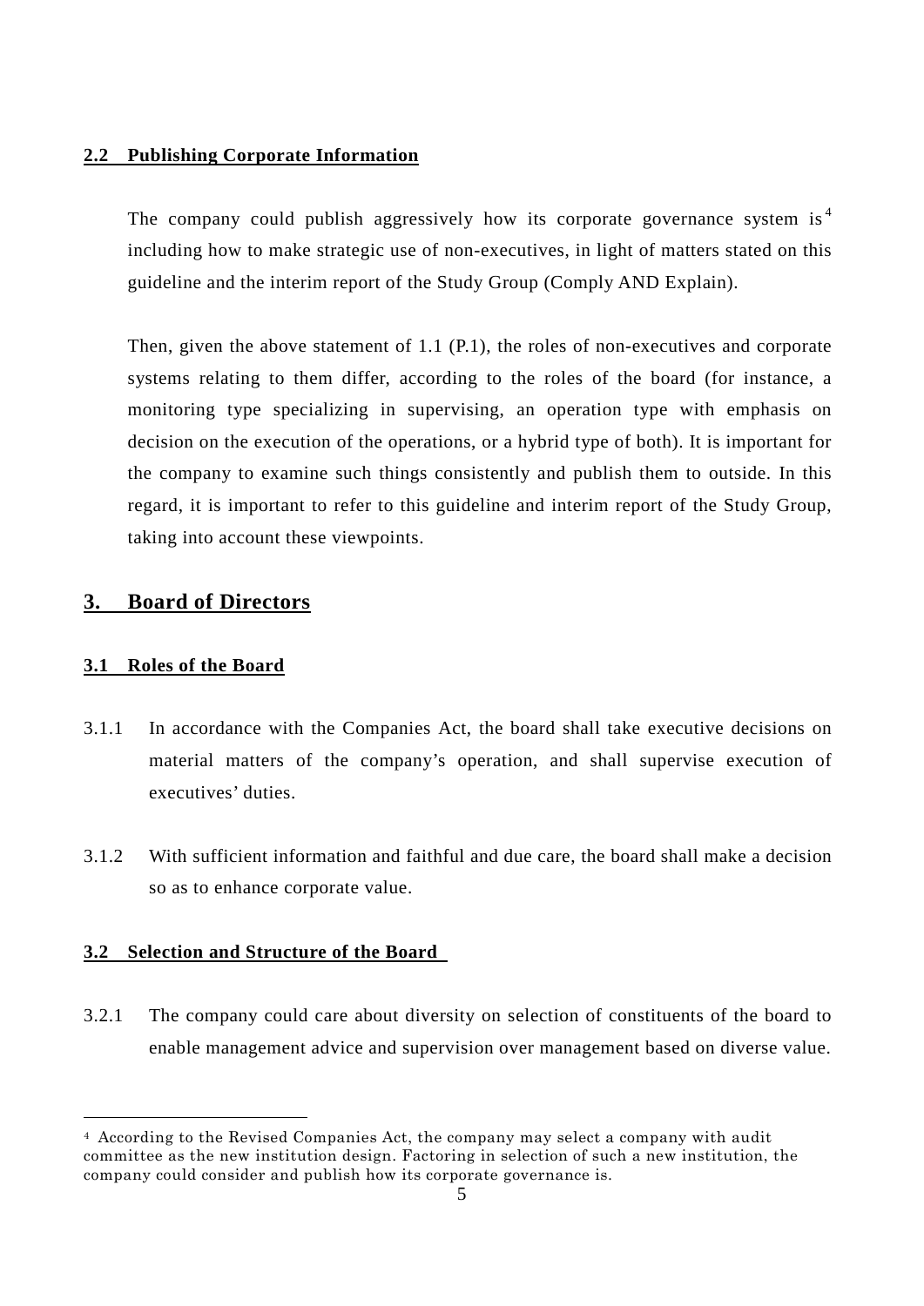### 2.2 Publishing Corporate Information

The company could publish aggressively how its corporate governance system is[4] including how to make strategic use of non-executives, in light of matters stated on this guideline and the interim report of the Study Group (Comply AND Explain).

Then, given the above statement of 1.1 (P.1), the roles of non-executives and corporate systems relating to them differ, according to the roles of the board (for instance, a monitoring type specializing in supervising, an operation type with emphasis on decision on the execution of the operations, or a hybrid type of both). It is important for the company to examine such things consistently and publish them to outside. In this regard, it is important to refer to this guideline and interim report of the Study Group, taking into account these viewpoints.

## 3. Board of Directors

### 3.1 Roles of the Board

3.1.1 In accordance with the Companies Act, the board shall take executive decisions on material matters of the company's operation, and shall supervise execution of executives' duties.

3.1.2 With sufficient information and faithful and due care, the board shall make a decision so as to enhance corporate value.

### 3.2 Selection and Structure of the Board

3.2.1 The company could care about diversity on selection of constituents of the board to enable management advice and supervision over management based on diverse value.

---

[4] According to the Revised Companies Act, the company may select a company with audit committee as the new institution design. Factoring in selection of such a new institution, the company could consider and publish how its corporate governance is.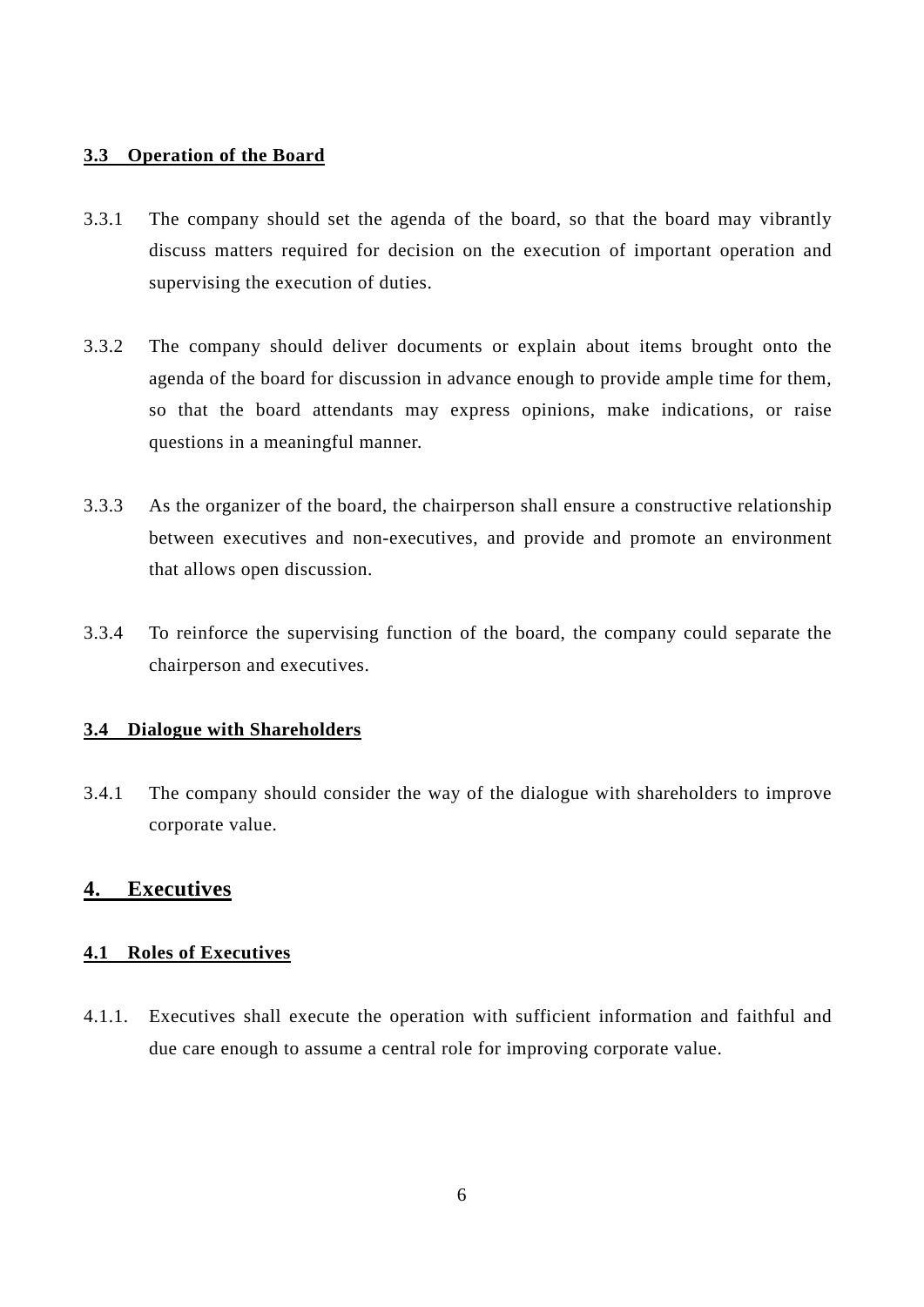### 3.3 Operation of the Board

3.3.1 The company should set the agenda of the board, so that the board may vibrantly discuss matters required for decision on the execution of important operation and supervising the execution of duties.

3.3.2 The company should deliver documents or explain about items brought onto the agenda of the board for discussion in advance enough to provide ample time for them, so that the board attendants may express opinions, make indications, or raise questions in a meaningful manner.

3.3.3 As the organizer of the board, the chairperson shall ensure a constructive relationship between executives and non-executives, and provide and promote an environment that allows open discussion.

3.3.4 To reinforce the supervising function of the board, the company could separate the chairperson and executives.

### 3.4 Dialogue with Shareholders

3.4.1 The company should consider the way of the dialogue with shareholders to improve corporate value.

## 4. Executives

### 4.1 Roles of Executives

4.1.1. Executives shall execute the operation with sufficient information and faithful and due care enough to assume a central role for improving corporate value.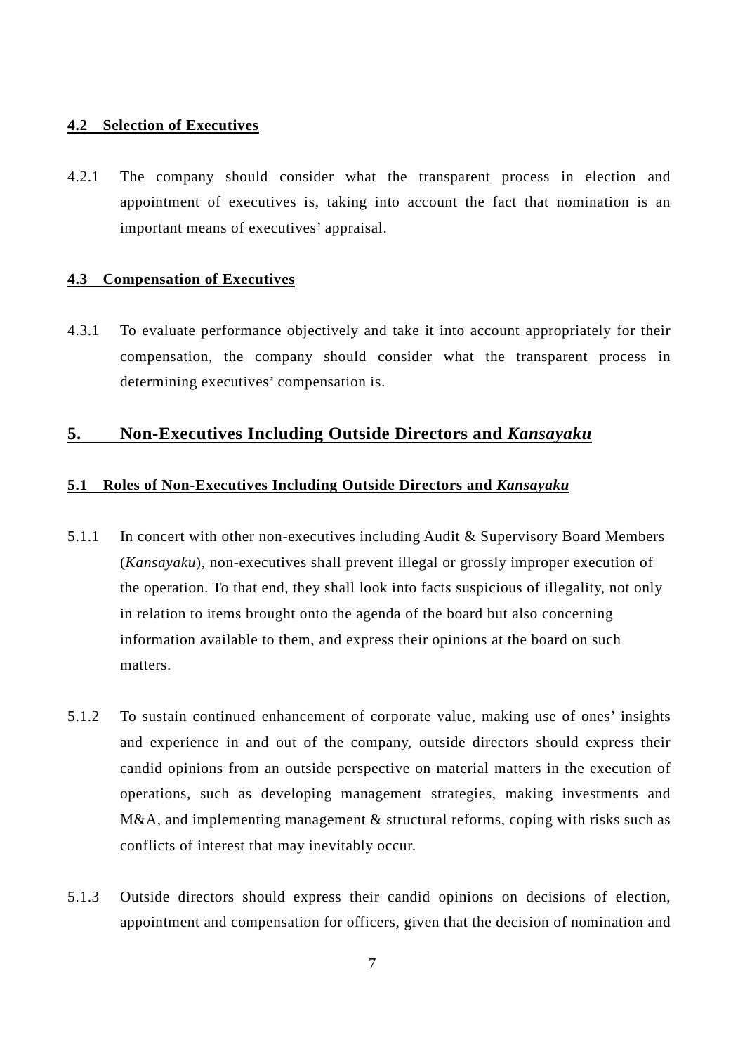### 4.2 Selection of Executives

4.2.1 The company should consider what the transparent process in election and appointment of executives is, taking into account the fact that nomination is an important means of executives' appraisal.

### 4.3 Compensation of Executives

4.3.1 To evaluate performance objectively and take it into account appropriately for their compensation, the company should consider what the transparent process in determining executives' compensation is.

## 5. Non-Executives Including Outside Directors and *Kansayaku*

### 5.1 Roles of Non-Executives Including Outside Directors and *Kansayaku*

5.1.1 In concert with other non-executives including Audit & Supervisory Board Members (*Kansayaku*), non-executives shall prevent illegal or grossly improper execution of the operation. To that end, they shall look into facts suspicious of illegality, not only in relation to items brought onto the agenda of the board but also concerning information available to them, and express their opinions at the board on such matters.

5.1.2 To sustain continued enhancement of corporate value, making use of ones' insights and experience in and out of the company, outside directors should express their candid opinions from an outside perspective on material matters in the execution of operations, such as developing management strategies, making investments and M&A, and implementing management & structural reforms, coping with risks such as conflicts of interest that may inevitably occur.

5.1.3 Outside directors should express their candid opinions on decisions of election, appointment and compensation for officers, given that the decision of nomination and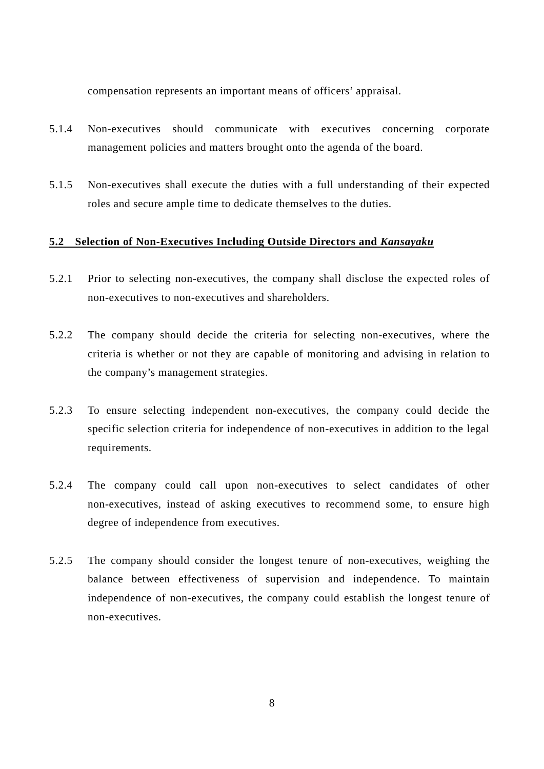compensation represents an important means of officers' appraisal.

5.1.4 Non-executives should communicate with executives concerning corporate management policies and matters brought onto the agenda of the board.

5.1.5 Non-executives shall execute the duties with a full understanding of their expected roles and secure ample time to dedicate themselves to the duties.

### 5.2 Selection of Non-Executives Including Outside Directors and *Kansayaku*

5.2.1 Prior to selecting non-executives, the company shall disclose the expected roles of non-executives to non-executives and shareholders.

5.2.2 The company should decide the criteria for selecting non-executives, where the criteria is whether or not they are capable of monitoring and advising in relation to the company's management strategies.

5.2.3 To ensure selecting independent non-executives, the company could decide the specific selection criteria for independence of non-executives in addition to the legal requirements.

5.2.4 The company could call upon non-executives to select candidates of other non-executives, instead of asking executives to recommend some, to ensure high degree of independence from executives.

5.2.5 The company should consider the longest tenure of non-executives, weighing the balance between effectiveness of supervision and independence. To maintain independence of non-executives, the company could establish the longest tenure of non-executives.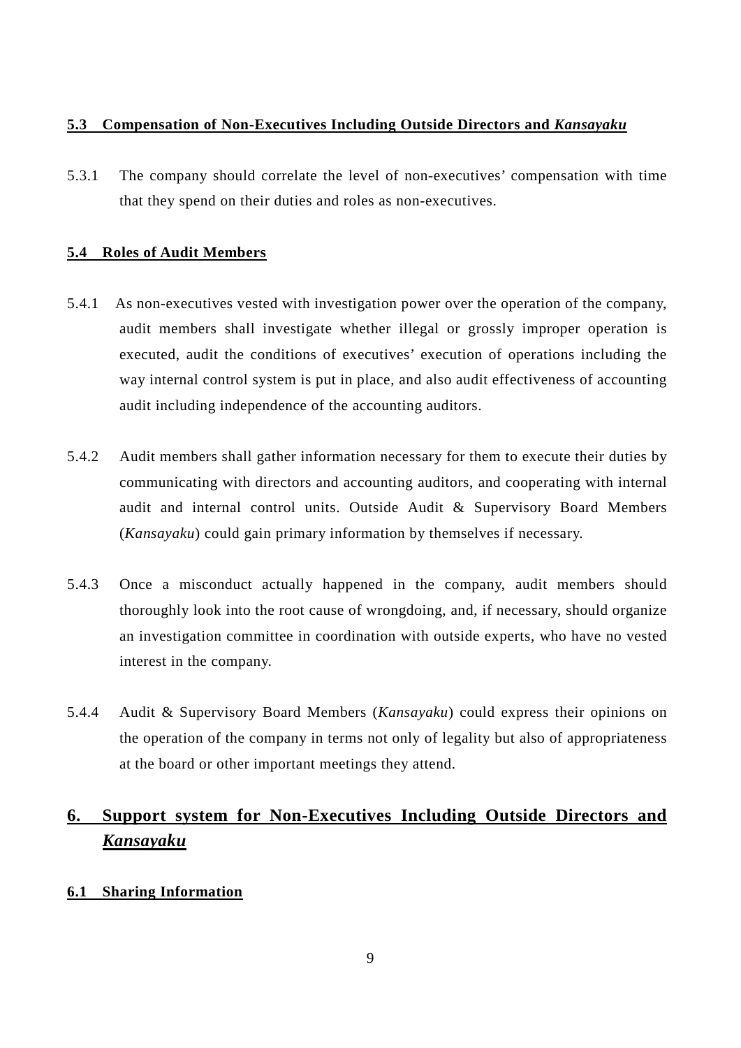### 5.3 Compensation of Non-Executives Including Outside Directors and *Kansayaku*

5.3.1 The company should correlate the level of non-executives' compensation with time that they spend on their duties and roles as non-executives.

### 5.4 Roles of Audit Members

5.4.1 As non-executives vested with investigation power over the operation of the company, audit members shall investigate whether illegal or grossly improper operation is executed, audit the conditions of executives' execution of operations including the way internal control system is put in place, and also audit effectiveness of accounting audit including independence of the accounting auditors.

5.4.2 Audit members shall gather information necessary for them to execute their duties by communicating with directors and accounting auditors, and cooperating with internal audit and internal control units. Outside Audit & Supervisory Board Members (*Kansayaku*) could gain primary information by themselves if necessary.

5.4.3 Once a misconduct actually happened in the company, audit members should thoroughly look into the root cause of wrongdoing, and, if necessary, should organize an investigation committee in coordination with outside experts, who have no vested interest in the company.

5.4.4 Audit & Supervisory Board Members (*Kansayaku*) could express their opinions on the operation of the company in terms not only of legality but also of appropriateness at the board or other important meetings they attend.

## 6. Support system for Non-Executives Including Outside Directors and *Kansayaku*

### 6.1 Sharing Information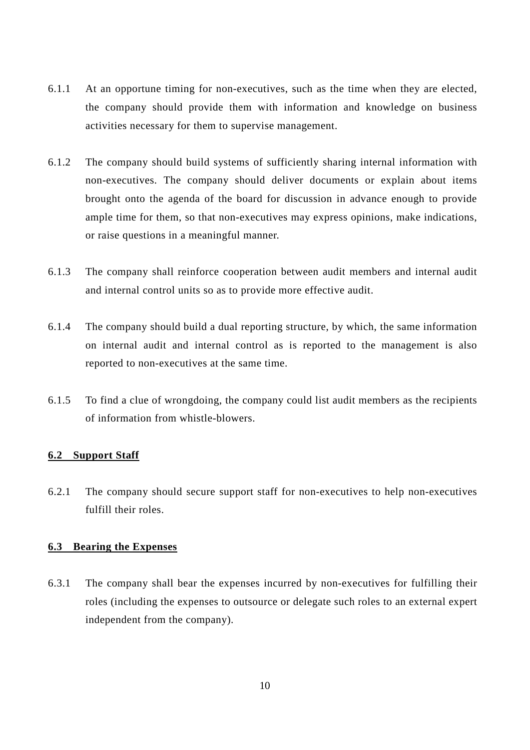6.1.1 At an opportune timing for non-executives, such as the time when they are elected, the company should provide them with information and knowledge on business activities necessary for them to supervise management.

6.1.2 The company should build systems of sufficiently sharing internal information with non-executives. The company should deliver documents or explain about items brought onto the agenda of the board for discussion in advance enough to provide ample time for them, so that non-executives may express opinions, make indications, or raise questions in a meaningful manner.

6.1.3 The company shall reinforce cooperation between audit members and internal audit and internal control units so as to provide more effective audit.

6.1.4 The company should build a dual reporting structure, by which, the same information on internal audit and internal control as is reported to the management is also reported to non-executives at the same time.

6.1.5 To find a clue of wrongdoing, the company could list audit members as the recipients of information from whistle-blowers.

**6.2 Support Staff**

6.2.1 The company should secure support staff for non-executives to help non-executives fulfill their roles.

**6.3 Bearing the Expenses**

6.3.1 The company shall bear the expenses incurred by non-executives for fulfilling their roles (including the expenses to outsource or delegate such roles to an external expert independent from the company).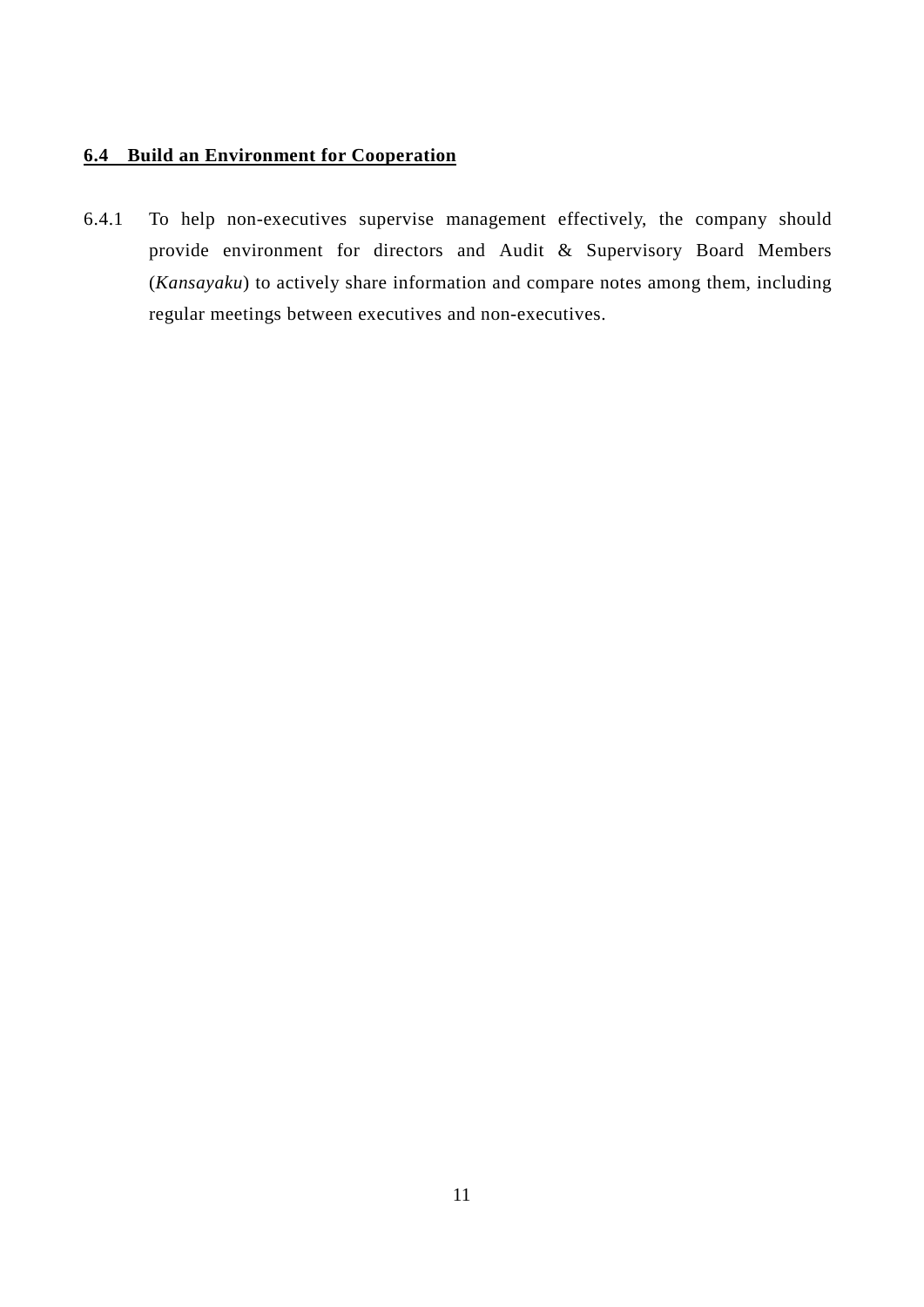### 6.4 Build an Environment for Cooperation

6.4.1 To help non-executives supervise management effectively, the company should provide environment for directors and Audit & Supervisory Board Members (*Kansayaku*) to actively share information and compare notes among them, including regular meetings between executives and non-executives.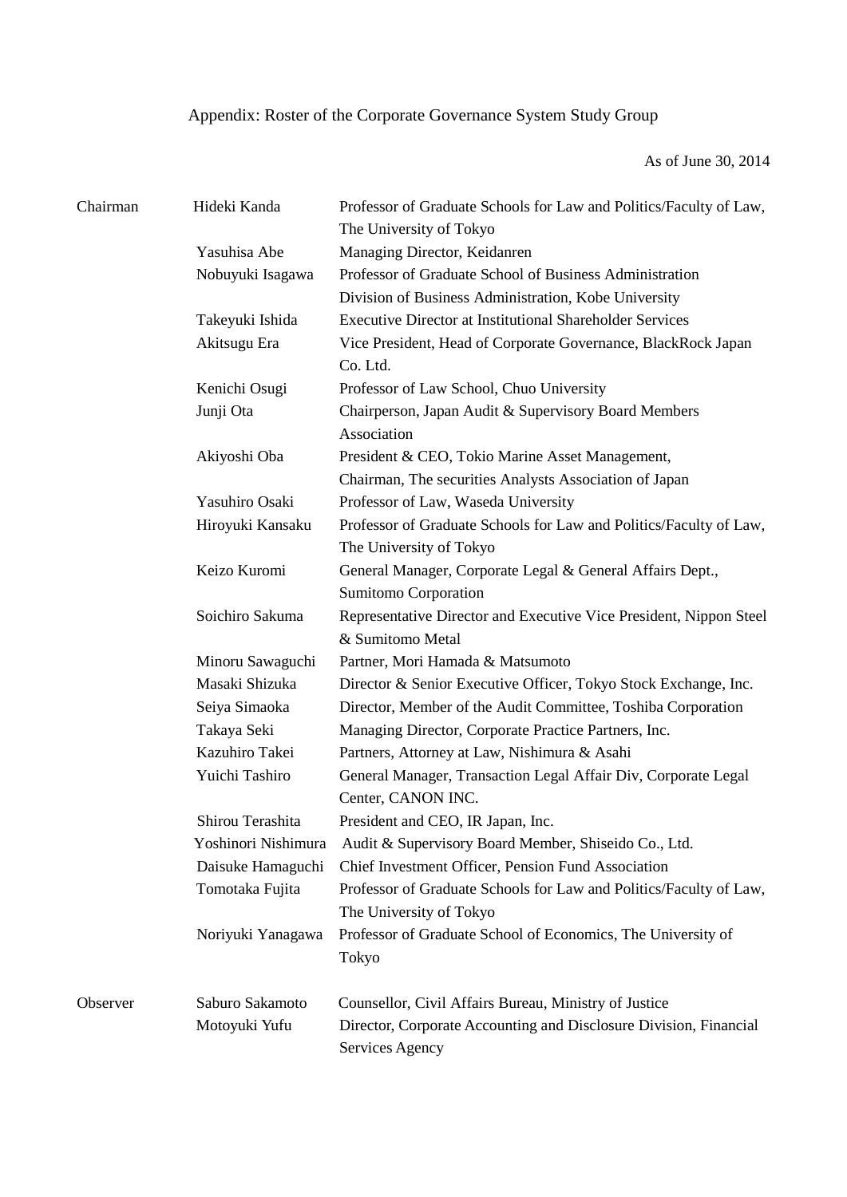# Appendix: Roster of the Corporate Governance System Study Group

As of June 30, 2014

| | | |
|---|---|---|
| Chairman | Hideki Kanda | Professor of Graduate Schools for Law and Politics/Faculty of Law, The University of Tokyo |
| | Yasuhisa Abe | Managing Director, Keidanren |
| | Nobuyuki Isagawa | Professor of Graduate School of Business Administration Division of Business Administration, Kobe University |
| | Takeyuki Ishida | Executive Director at Institutional Shareholder Services |
| | Akitsugu Era | Vice President, Head of Corporate Governance, BlackRock Japan Co. Ltd. |
| | Kenichi Osugi | Professor of Law School, Chuo University |
| | Junji Ota | Chairperson, Japan Audit & Supervisory Board Members Association |
| | Akiyoshi Oba | President & CEO, Tokio Marine Asset Management, Chairman, The securities Analysts Association of Japan |
| | Yasuhiro Osaki | Professor of Law, Waseda University |
| | Hiroyuki Kansaku | Professor of Graduate Schools for Law and Politics/Faculty of Law, The University of Tokyo |
| | Keizo Kuromi | General Manager, Corporate Legal & General Affairs Dept., Sumitomo Corporation |
| | Soichiro Sakuma | Representative Director and Executive Vice President, Nippon Steel & Sumitomo Metal |
| | Minoru Sawaguchi | Partner, Mori Hamada & Matsumoto |
| | Masaki Shizuka | Director & Senior Executive Officer, Tokyo Stock Exchange, Inc. |
| | Seiya Simaoka | Director, Member of the Audit Committee, Toshiba Corporation |
| | Takaya Seki | Managing Director, Corporate Practice Partners, Inc. |
| | Kazuhiro Takei | Partners, Attorney at Law, Nishimura & Asahi |
| | Yuichi Tashiro | General Manager, Transaction Legal Affair Div, Corporate Legal Center, CANON INC. |
| | Shirou Terashita | President and CEO, IR Japan, Inc. |
| | Yoshinori Nishimura | Audit & Supervisory Board Member, Shiseido Co., Ltd. |
| | Daisuke Hamaguchi | Chief Investment Officer, Pension Fund Association |
| | Tomotaka Fujita | Professor of Graduate Schools for Law and Politics/Faculty of Law, The University of Tokyo |
| | Noriyuki Yanagawa | Professor of Graduate School of Economics, The University of Tokyo |
| Observer | Saburo Sakamoto | Counsellor, Civil Affairs Bureau, Ministry of Justice |
| | Motoyuki Yufu | Director, Corporate Accounting and Disclosure Division, Financial Services Agency |